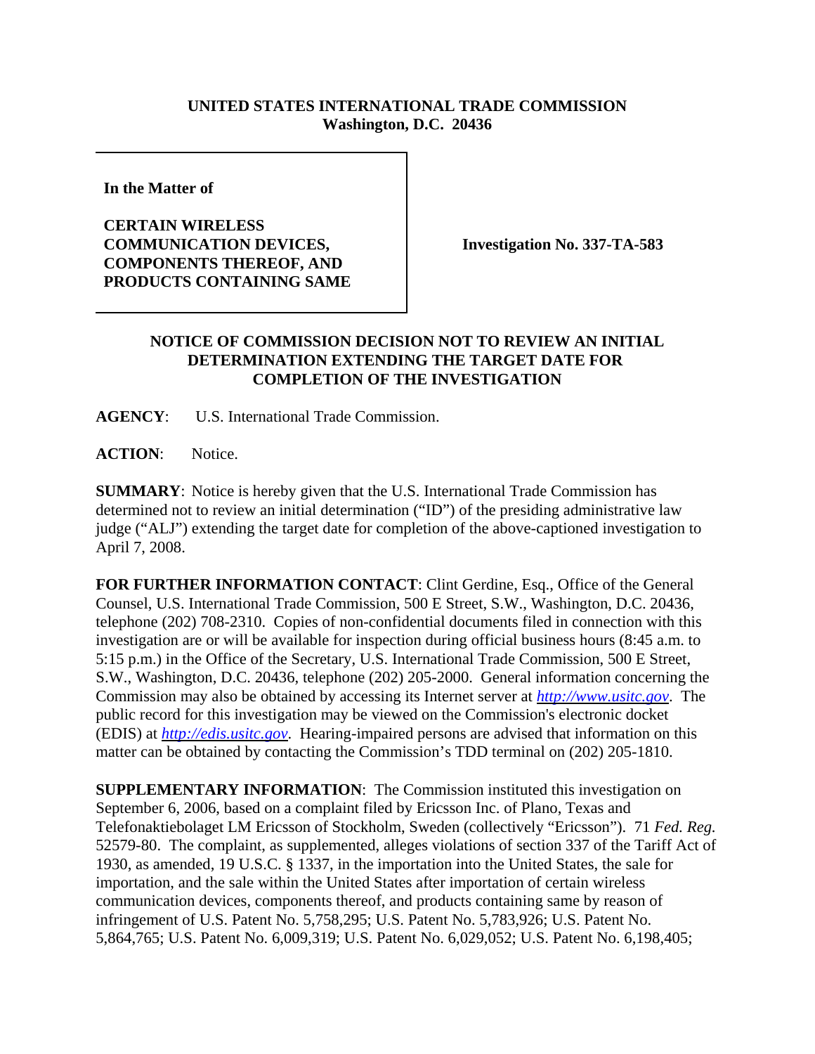**UNITED STATES INTERNATIONAL TRADE COMMISSION**
**Washington, D.C. 20436**

| **In the Matter of**<br><br>**CERTAIN WIRELESS COMMUNICATION DEVICES, COMPONENTS THEREOF, AND PRODUCTS CONTAINING SAME** | **Investigation No. 337-TA-583** |
|---|---|

## NOTICE OF COMMISSION DECISION NOT TO REVIEW AN INITIAL DETERMINATION EXTENDING THE TARGET DATE FOR COMPLETION OF THE INVESTIGATION

**AGENCY**: U.S. International Trade Commission.

**ACTION**: Notice.

**SUMMARY**: Notice is hereby given that the U.S. International Trade Commission has determined not to review an initial determination ("ID") of the presiding administrative law judge ("ALJ") extending the target date for completion of the above-captioned investigation to April 7, 2008.

**FOR FURTHER INFORMATION CONTACT**: Clint Gerdine, Esq., Office of the General Counsel, U.S. International Trade Commission, 500 E Street, S.W., Washington, D.C. 20436, telephone (202) 708-2310. Copies of non-confidential documents filed in connection with this investigation are or will be available for inspection during official business hours (8:45 a.m. to 5:15 p.m.) in the Office of the Secretary, U.S. International Trade Commission, 500 E Street, S.W., Washington, D.C. 20436, telephone (202) 205-2000. General information concerning the Commission may also be obtained by accessing its Internet server at *http://www.usitc.gov*. The public record for this investigation may be viewed on the Commission's electronic docket (EDIS) at *http://edis.usitc.gov*. Hearing-impaired persons are advised that information on this matter can be obtained by contacting the Commission's TDD terminal on (202) 205-1810.

**SUPPLEMENTARY INFORMATION**: The Commission instituted this investigation on September 6, 2006, based on a complaint filed by Ericsson Inc. of Plano, Texas and Telefonaktiebolaget LM Ericsson of Stockholm, Sweden (collectively "Ericsson"). 71 *Fed. Reg.* 52579-80. The complaint, as supplemented, alleges violations of section 337 of the Tariff Act of 1930, as amended, 19 U.S.C. § 1337, in the importation into the United States, the sale for importation, and the sale within the United States after importation of certain wireless communication devices, components thereof, and products containing same by reason of infringement of U.S. Patent No. 5,758,295; U.S. Patent No. 5,783,926; U.S. Patent No. 5,864,765; U.S. Patent No. 6,009,319; U.S. Patent No. 6,029,052; U.S. Patent No. 6,198,405;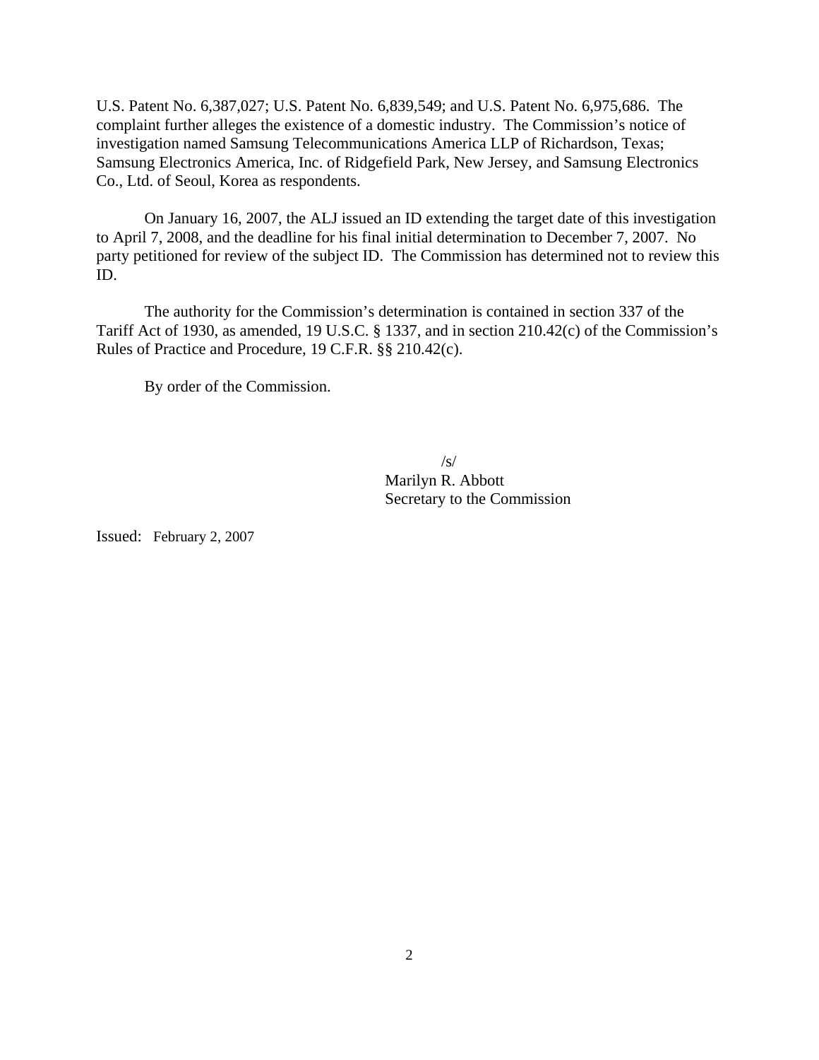U.S. Patent No. 6,387,027; U.S. Patent No. 6,839,549; and U.S. Patent No. 6,975,686. The complaint further alleges the existence of a domestic industry. The Commission's notice of investigation named Samsung Telecommunications America LLP of Richardson, Texas; Samsung Electronics America, Inc. of Ridgefield Park, New Jersey, and Samsung Electronics Co., Ltd. of Seoul, Korea as respondents.

On January 16, 2007, the ALJ issued an ID extending the target date of this investigation to April 7, 2008, and the deadline for his final initial determination to December 7, 2007. No party petitioned for review of the subject ID. The Commission has determined not to review this ID.

The authority for the Commission's determination is contained in section 337 of the Tariff Act of 1930, as amended, 19 U.S.C. § 1337, and in section 210.42(c) of the Commission's Rules of Practice and Procedure, 19 C.F.R. §§ 210.42(c).

By order of the Commission.

/s/
Marilyn R. Abbott
Secretary to the Commission

Issued: February 2, 2007